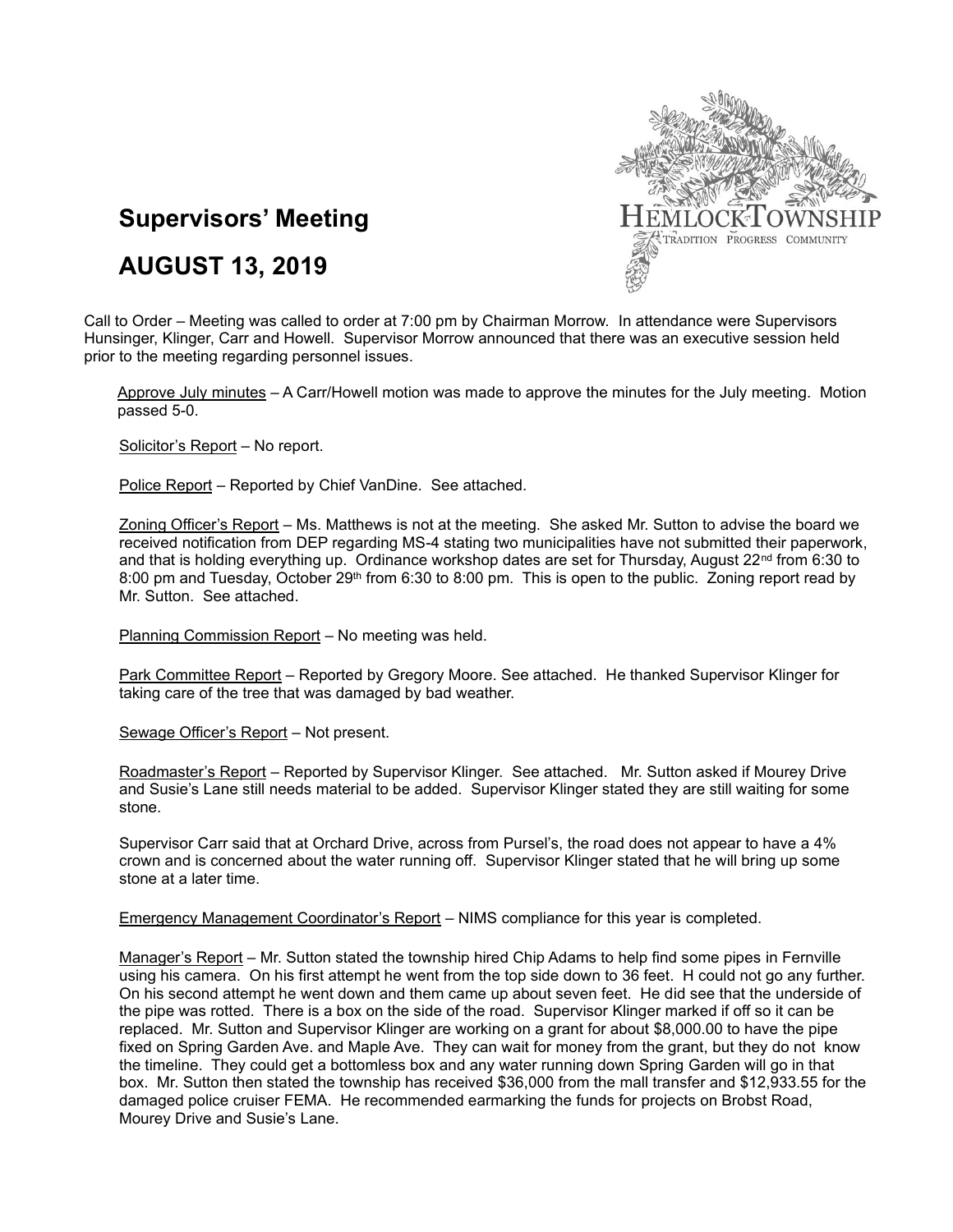# Supervisors' Meeting

# AUGUST 13, 2019

Call to Order – Meeting was called to order at 7:00 pm by Chairman Morrow. In attendance were Supervisors Hunsinger, Klinger, Carr and Howell. Supervisor Morrow announced that there was an executive session held prior to the meeting regarding personnel issues.

Approve July minutes – A Carr/Howell motion was made to approve the minutes for the July meeting. Motion passed 5-0.

Solicitor's Report – No report.

Police Report – Reported by Chief VanDine. See attached.

Zoning Officer's Report – Ms. Matthews is not at the meeting. She asked Mr. Sutton to advise the board we received notification from DEP regarding MS-4 stating two municipalities have not submitted their paperwork, and that is holding everything up. Ordinance workshop dates are set for Thursday, August 22nd from 6:30 to 8:00 pm and Tuesday, October 29th from 6:30 to 8:00 pm. This is open to the public. Zoning report read by Mr. Sutton. See attached.

Planning Commission Report – No meeting was held.

Park Committee Report – Reported by Gregory Moore. See attached. He thanked Supervisor Klinger for taking care of the tree that was damaged by bad weather.

Sewage Officer's Report – Not present.

Roadmaster's Report – Reported by Supervisor Klinger. See attached. Mr. Sutton asked if Mourey Drive and Susie's Lane still needs material to be added. Supervisor Klinger stated they are still waiting for some stone.

Supervisor Carr said that at Orchard Drive, across from Pursel's, the road does not appear to have a 4% crown and is concerned about the water running off. Supervisor Klinger stated that he will bring up some stone at a later time.

Emergency Management Coordinator's Report – NIMS compliance for this year is completed.

Manager's Report – Mr. Sutton stated the township hired Chip Adams to help find some pipes in Fernville using his camera. On his first attempt he went from the top side down to 36 feet. H could not go any further. On his second attempt he went down and them came up about seven feet. He did see that the underside of the pipe was rotted. There is a box on the side of the road. Supervisor Klinger marked if off so it can be replaced. Mr. Sutton and Supervisor Klinger are working on a grant for about $8,000.00 to have the pipe fixed on Spring Garden Ave. and Maple Ave. They can wait for money from the grant, but they do not know the timeline. They could get a bottomless box and any water running down Spring Garden will go in that box. Mr. Sutton then stated the township has received $36,000 from the mall transfer and $12,933.55 for the damaged police cruiser FEMA. He recommended earmarking the funds for projects on Brobst Road, Mourey Drive and Susie's Lane.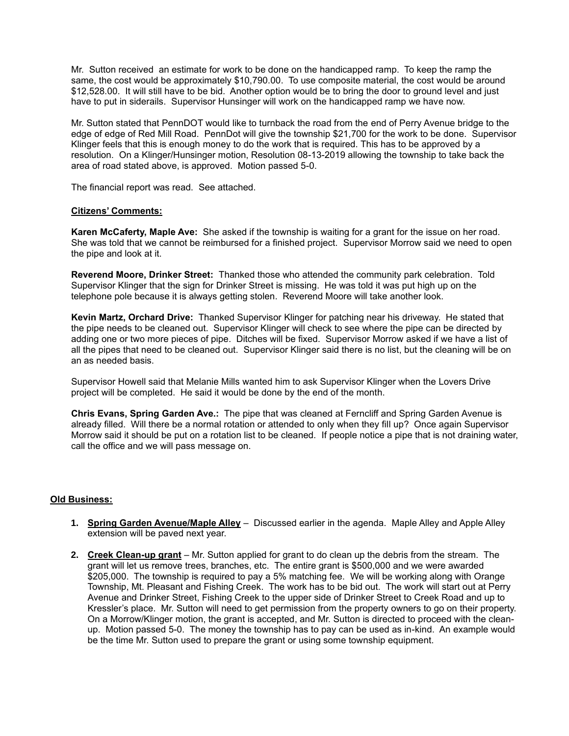Mr. Sutton received an estimate for work to be done on the handicapped ramp. To keep the ramp the same, the cost would be approximately $10,790.00. To use composite material, the cost would be around $12,528.00. It will still have to be bid. Another option would be to bring the door to ground level and just have to put in siderails. Supervisor Hunsinger will work on the handicapped ramp we have now.

Mr. Sutton stated that PennDOT would like to turnback the road from the end of Perry Avenue bridge to the edge of edge of Red Mill Road. PennDot will give the township $21,700 for the work to be done. Supervisor Klinger feels that this is enough money to do the work that is required. This has to be approved by a resolution. On a Klinger/Hunsinger motion, Resolution 08-13-2019 allowing the township to take back the area of road stated above, is approved. Motion passed 5-0.

The financial report was read. See attached.

**Citizens' Comments:**

**Karen McCaferty, Maple Ave:** She asked if the township is waiting for a grant for the issue on her road. She was told that we cannot be reimbursed for a finished project. Supervisor Morrow said we need to open the pipe and look at it.

**Reverend Moore, Drinker Street:** Thanked those who attended the community park celebration. Told Supervisor Klinger that the sign for Drinker Street is missing. He was told it was put high up on the telephone pole because it is always getting stolen. Reverend Moore will take another look.

**Kevin Martz, Orchard Drive:** Thanked Supervisor Klinger for patching near his driveway. He stated that the pipe needs to be cleaned out. Supervisor Klinger will check to see where the pipe can be directed by adding one or two more pieces of pipe. Ditches will be fixed. Supervisor Morrow asked if we have a list of all the pipes that need to be cleaned out. Supervisor Klinger said there is no list, but the cleaning will be on an as needed basis.

Supervisor Howell said that Melanie Mills wanted him to ask Supervisor Klinger when the Lovers Drive project will be completed. He said it would be done by the end of the month.

**Chris Evans, Spring Garden Ave.:** The pipe that was cleaned at Ferncliff and Spring Garden Avenue is already filled. Will there be a normal rotation or attended to only when they fill up? Once again Supervisor Morrow said it should be put on a rotation list to be cleaned. If people notice a pipe that is not draining water, call the office and we will pass message on.

**Old Business:**

1. **Spring Garden Avenue/Maple Alley** – Discussed earlier in the agenda. Maple Alley and Apple Alley extension will be paved next year.

2. **Creek Clean-up grant** – Mr. Sutton applied for grant to do clean up the debris from the stream. The grant will let us remove trees, branches, etc. The entire grant is $500,000 and we were awarded $205,000. The township is required to pay a 5% matching fee. We will be working along with Orange Township, Mt. Pleasant and Fishing Creek. The work has to be bid out. The work will start out at Perry Avenue and Drinker Street, Fishing Creek to the upper side of Drinker Street to Creek Road and up to Kressler's place. Mr. Sutton will need to get permission from the property owners to go on their property. On a Morrow/Klinger motion, the grant is accepted, and Mr. Sutton is directed to proceed with the clean-up. Motion passed 5-0. The money the township has to pay can be used as in-kind. An example would be the time Mr. Sutton used to prepare the grant or using some township equipment.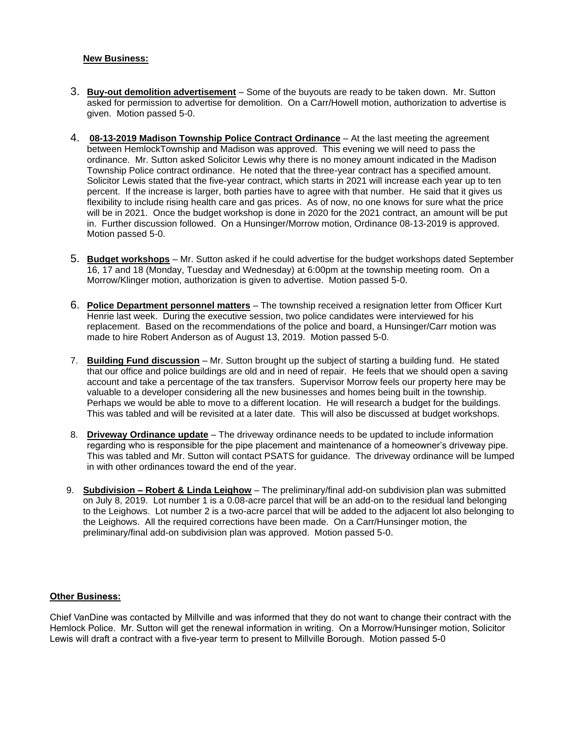**New Business:**

3. **Buy-out demolition advertisement** – Some of the buyouts are ready to be taken down. Mr. Sutton asked for permission to advertise for demolition. On a Carr/Howell motion, authorization to advertise is given. Motion passed 5-0.

4. **08-13-2019 Madison Township Police Contract Ordinance** – At the last meeting the agreement between HemlockTownship and Madison was approved. This evening we will need to pass the ordinance. Mr. Sutton asked Solicitor Lewis why there is no money amount indicated in the Madison Township Police contract ordinance. He noted that the three-year contract has a specified amount. Solicitor Lewis stated that the five-year contract, which starts in 2021 will increase each year up to ten percent. If the increase is larger, both parties have to agree with that number. He said that it gives us flexibility to include rising health care and gas prices. As of now, no one knows for sure what the price will be in 2021. Once the budget workshop is done in 2020 for the 2021 contract, an amount will be put in. Further discussion followed. On a Hunsinger/Morrow motion, Ordinance 08-13-2019 is approved. Motion passed 5-0.

5. **Budget workshops** – Mr. Sutton asked if he could advertise for the budget workshops dated September 16, 17 and 18 (Monday, Tuesday and Wednesday) at 6:00pm at the township meeting room. On a Morrow/Klinger motion, authorization is given to advertise. Motion passed 5-0.

6. **Police Department personnel matters** – The township received a resignation letter from Officer Kurt Henrie last week. During the executive session, two police candidates were interviewed for his replacement. Based on the recommendations of the police and board, a Hunsinger/Carr motion was made to hire Robert Anderson as of August 13, 2019. Motion passed 5-0.

7. **Building Fund discussion** – Mr. Sutton brought up the subject of starting a building fund. He stated that our office and police buildings are old and in need of repair. He feels that we should open a saving account and take a percentage of the tax transfers. Supervisor Morrow feels our property here may be valuable to a developer considering all the new businesses and homes being built in the township. Perhaps we would be able to move to a different location. He will research a budget for the buildings. This was tabled and will be revisited at a later date. This will also be discussed at budget workshops.

8. **Driveway Ordinance update** – The driveway ordinance needs to be updated to include information regarding who is responsible for the pipe placement and maintenance of a homeowner's driveway pipe. This was tabled and Mr. Sutton will contact PSATS for guidance. The driveway ordinance will be lumped in with other ordinances toward the end of the year.

9. **Subdivision – Robert & Linda Leighow** – The preliminary/final add-on subdivision plan was submitted on July 8, 2019. Lot number 1 is a 0.08-acre parcel that will be an add-on to the residual land belonging to the Leighows. Lot number 2 is a two-acre parcel that will be added to the adjacent lot also belonging to the Leighows. All the required corrections have been made. On a Carr/Hunsinger motion, the preliminary/final add-on subdivision plan was approved. Motion passed 5-0.

**Other Business:**

Chief VanDine was contacted by Millville and was informed that they do not want to change their contract with the Hemlock Police. Mr. Sutton will get the renewal information in writing. On a Morrow/Hunsinger motion, Solicitor Lewis will draft a contract with a five-year term to present to Millville Borough. Motion passed 5-0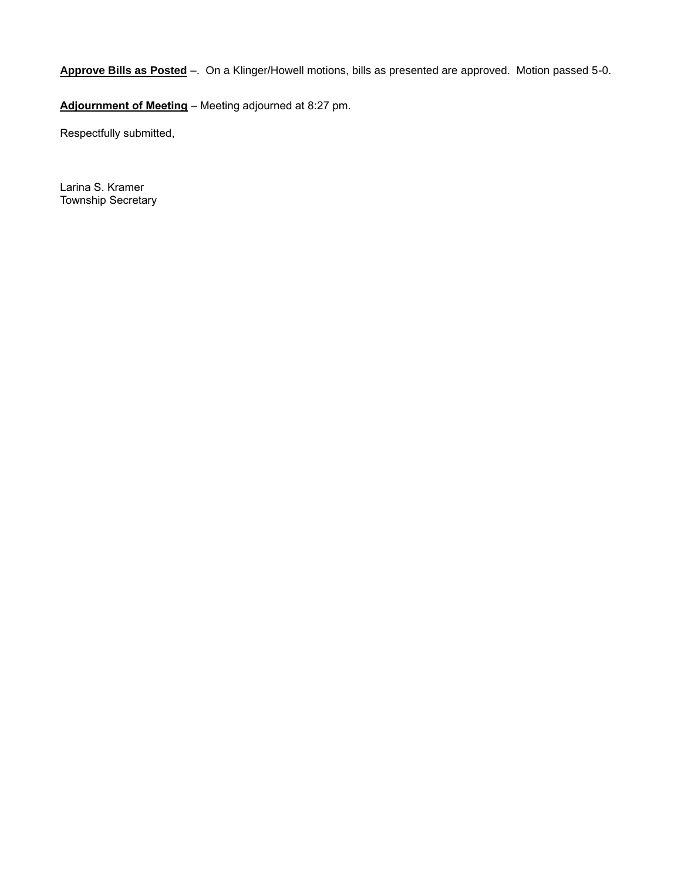**Approve Bills as Posted** –. On a Klinger/Howell motions, bills as presented are approved. Motion passed 5-0.

**Adjournment of Meeting** – Meeting adjourned at 8:27 pm.

Respectfully submitted,

Larina S. Kramer
Township Secretary